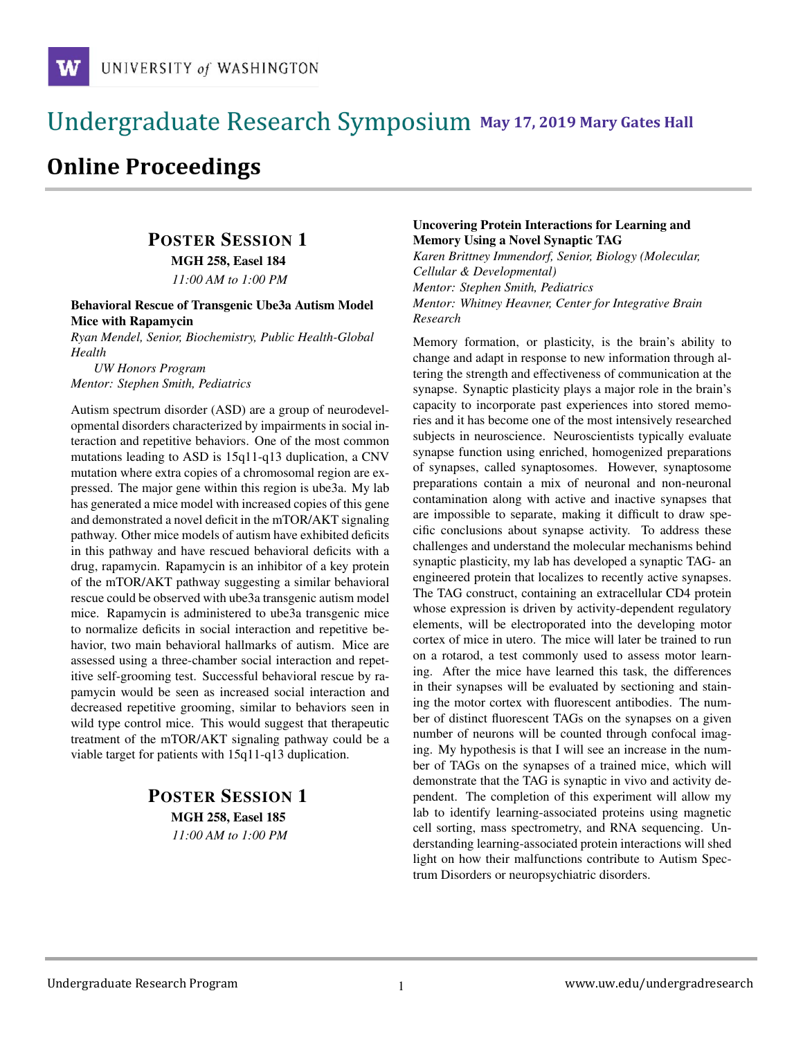UNIVERSITY *of* WASHINGTON

# Undergraduate Research Symposium **May 17, 2019 Mary Gates Hall**

## Online Proceedings

### POSTER SESSION 1

**MGH 258, Easel 184**

*11:00 AM to 1:00 PM*

**Behavioral Rescue of Transgenic Ube3a Autism Model Mice with Rapamycin**

*Ryan Mendel, Senior, Biochemistry, Public Health-Global Health*
*UW Honors Program*
*Mentor: Stephen Smith, Pediatrics*

Autism spectrum disorder (ASD) are a group of neurodevelopmental disorders characterized by impairments in social interaction and repetitive behaviors. One of the most common mutations leading to ASD is 15q11-q13 duplication, a CNV mutation where extra copies of a chromosomal region are expressed. The major gene within this region is ube3a. My lab has generated a mice model with increased copies of this gene and demonstrated a novel deficit in the mTOR/AKT signaling pathway. Other mice models of autism have exhibited deficits in this pathway and have rescued behavioral deficits with a drug, rapamycin. Rapamycin is an inhibitor of a key protein of the mTOR/AKT pathway suggesting a similar behavioral rescue could be observed with ube3a transgenic autism model mice. Rapamycin is administered to ube3a transgenic mice to normalize deficits in social interaction and repetitive behavior, two main behavioral hallmarks of autism. Mice are assessed using a three-chamber social interaction and repetitive self-grooming test. Successful behavioral rescue by rapamycin would be seen as increased social interaction and decreased repetitive grooming, similar to behaviors seen in wild type control mice. This would suggest that therapeutic treatment of the mTOR/AKT signaling pathway could be a viable target for patients with 15q11-q13 duplication.

### POSTER SESSION 1

**MGH 258, Easel 185**

*11:00 AM to 1:00 PM*

**Uncovering Protein Interactions for Learning and Memory Using a Novel Synaptic TAG**

*Karen Brittney Immendorf, Senior, Biology (Molecular, Cellular & Developmental)*
*Mentor: Stephen Smith, Pediatrics*
*Mentor: Whitney Heavner, Center for Integrative Brain Research*

Memory formation, or plasticity, is the brain's ability to change and adapt in response to new information through altering the strength and effectiveness of communication at the synapse. Synaptic plasticity plays a major role in the brain's capacity to incorporate past experiences into stored memories and it has become one of the most intensively researched subjects in neuroscience. Neuroscientists typically evaluate synapse function using enriched, homogenized preparations of synapses, called synaptosomes. However, synaptosome preparations contain a mix of neuronal and non-neuronal contamination along with active and inactive synapses that are impossible to separate, making it difficult to draw specific conclusions about synapse activity. To address these challenges and understand the molecular mechanisms behind synaptic plasticity, my lab has developed a synaptic TAG- an engineered protein that localizes to recently active synapses. The TAG construct, containing an extracellular CD4 protein whose expression is driven by activity-dependent regulatory elements, will be electroporated into the developing motor cortex of mice in utero. The mice will later be trained to run on a rotarod, a test commonly used to assess motor learning. After the mice have learned this task, the differences in their synapses will be evaluated by sectioning and staining the motor cortex with fluorescent antibodies. The number of distinct fluorescent TAGs on the synapses on a given number of neurons will be counted through confocal imaging. My hypothesis is that I will see an increase in the number of TAGs on the synapses of a trained mice, which will demonstrate that the TAG is synaptic in vivo and activity dependent. The completion of this experiment will allow my lab to identify learning-associated proteins using magnetic cell sorting, mass spectrometry, and RNA sequencing. Understanding learning-associated protein interactions will shed light on how their malfunctions contribute to Autism Spectrum Disorders or neuropsychiatric disorders.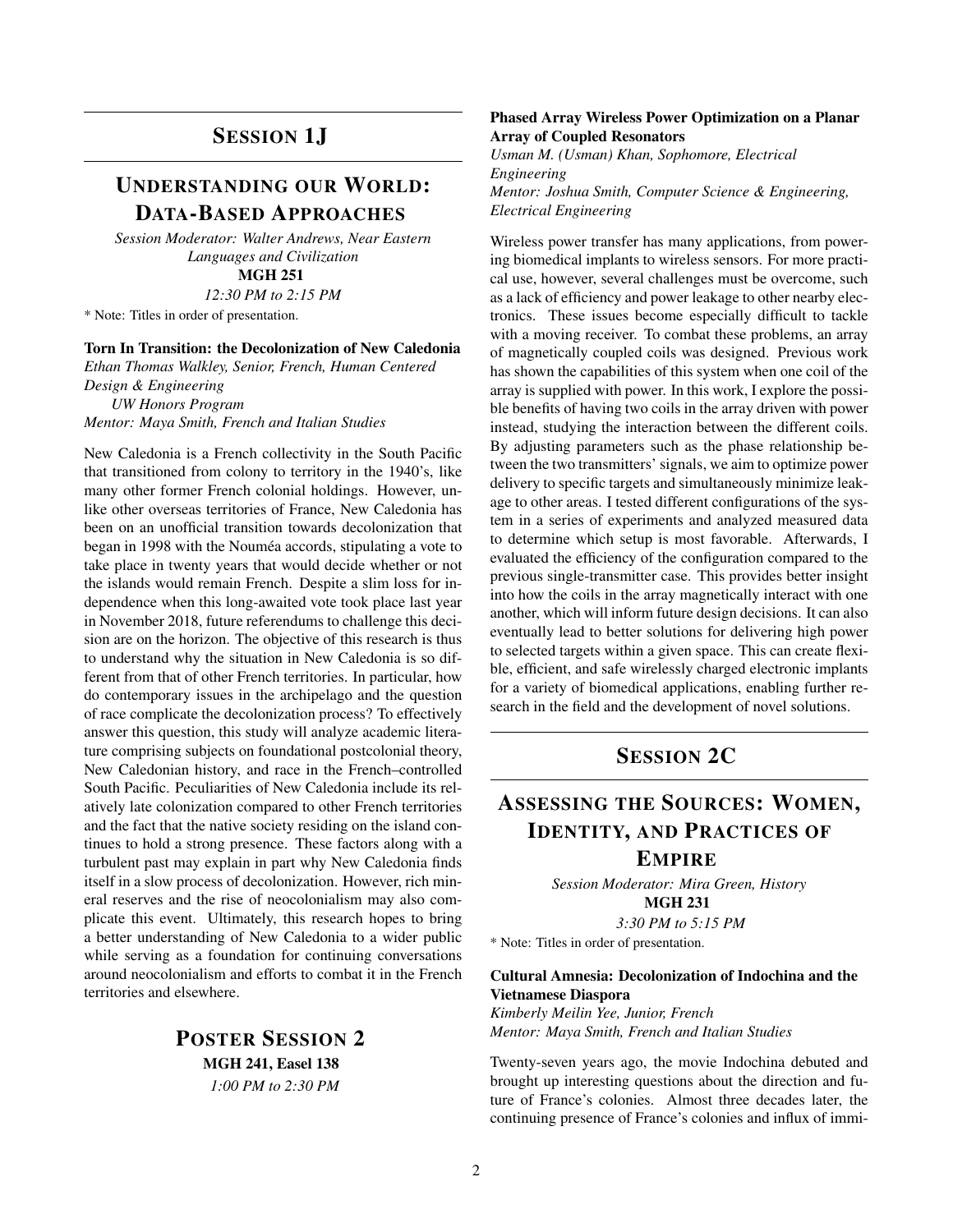## SESSION 1J

## UNDERSTANDING OUR WORLD: DATA-BASED APPROACHES

*Session Moderator: Walter Andrews, Near Eastern Languages and Civilization*
**MGH 251**
*12:30 PM to 2:15 PM*

* Note: Titles in order of presentation.

**Torn In Transition: the Decolonization of New Caledonia**
*Ethan Thomas Walkley, Senior, French, Human Centered Design & Engineering*
*UW Honors Program*
*Mentor: Maya Smith, French and Italian Studies*

New Caledonia is a French collectivity in the South Pacific that transitioned from colony to territory in the 1940's, like many other former French colonial holdings. However, unlike other overseas territories of France, New Caledonia has been on an unofficial transition towards decolonization that began in 1998 with the Nouméa accords, stipulating a vote to take place in twenty years that would decide whether or not the islands would remain French. Despite a slim loss for independence when this long-awaited vote took place last year in November 2018, future referendums to challenge this decision are on the horizon. The objective of this research is thus to understand why the situation in New Caledonia is so different from that of other French territories. In particular, how do contemporary issues in the archipelago and the question of race complicate the decolonization process? To effectively answer this question, this study will analyze academic literature comprising subjects on foundational postcolonial theory, New Caledonian history, and race in the French–controlled South Pacific. Peculiarities of New Caledonia include its relatively late colonization compared to other French territories and the fact that the native society residing on the island continues to hold a strong presence. These factors along with a turbulent past may explain in part why New Caledonia finds itself in a slow process of decolonization. However, rich mineral reserves and the rise of neocolonialism may also complicate this event. Ultimately, this research hopes to bring a better understanding of New Caledonia to a wider public while serving as a foundation for continuing conversations around neocolonialism and efforts to combat it in the French territories and elsewhere.

## POSTER SESSION 2

**MGH 241, Easel 138**
*1:00 PM to 2:30 PM*

**Phased Array Wireless Power Optimization on a Planar Array of Coupled Resonators**
*Usman M. (Usman) Khan, Sophomore, Electrical Engineering*
*Mentor: Joshua Smith, Computer Science & Engineering, Electrical Engineering*

Wireless power transfer has many applications, from powering biomedical implants to wireless sensors. For more practical use, however, several challenges must be overcome, such as a lack of efficiency and power leakage to other nearby electronics. These issues become especially difficult to tackle with a moving receiver. To combat these problems, an array of magnetically coupled coils was designed. Previous work has shown the capabilities of this system when one coil of the array is supplied with power. In this work, I explore the possible benefits of having two coils in the array driven with power instead, studying the interaction between the different coils. By adjusting parameters such as the phase relationship between the two transmitters' signals, we aim to optimize power delivery to specific targets and simultaneously minimize leakage to other areas. I tested different configurations of the system in a series of experiments and analyzed measured data to determine which setup is most favorable. Afterwards, I evaluated the efficiency of the configuration compared to the previous single-transmitter case. This provides better insight into how the coils in the array magnetically interact with one another, which will inform future design decisions. It can also eventually lead to better solutions for delivering high power to selected targets within a given space. This can create flexible, efficient, and safe wirelessly charged electronic implants for a variety of biomedical applications, enabling further research in the field and the development of novel solutions.

## SESSION 2C

## ASSESSING THE SOURCES: WOMEN, IDENTITY, AND PRACTICES OF EMPIRE

*Session Moderator: Mira Green, History*
**MGH 231**
*3:30 PM to 5:15 PM*

* Note: Titles in order of presentation.

**Cultural Amnesia: Decolonization of Indochina and the Vietnamese Diaspora**
*Kimberly Meilin Yee, Junior, French*
*Mentor: Maya Smith, French and Italian Studies*

Twenty-seven years ago, the movie Indochina debuted and brought up interesting questions about the direction and future of France's colonies. Almost three decades later, the continuing presence of France's colonies and influx of immi-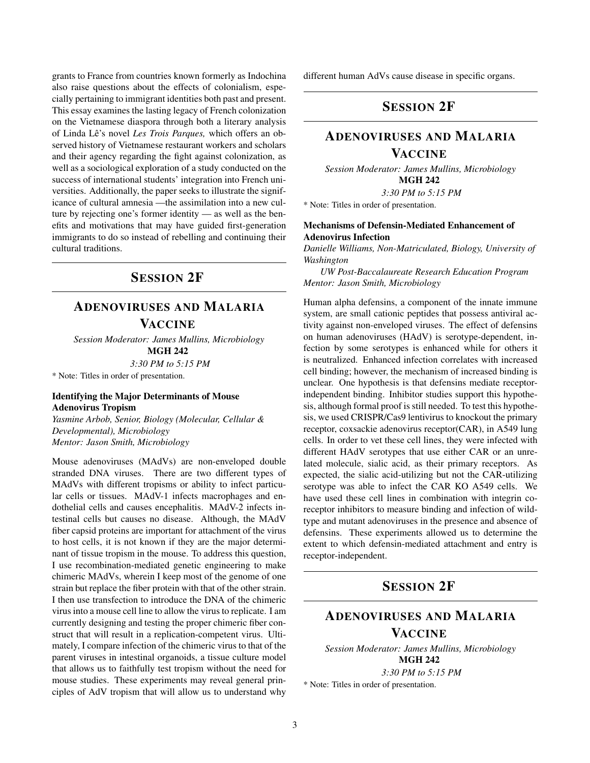grants to France from countries known formerly as Indochina also raise questions about the effects of colonialism, especially pertaining to immigrant identities both past and present. This essay examines the lasting legacy of French colonization on the Vietnamese diaspora through both a literary analysis of Linda Lê's novel *Les Trois Parques,* which offers an observed history of Vietnamese restaurant workers and scholars and their agency regarding the fight against colonization, as well as a sociological exploration of a study conducted on the success of international students' integration into French universities. Additionally, the paper seeks to illustrate the significance of cultural amnesia —the assimilation into a new culture by rejecting one's former identity — as well as the benefits and motivations that may have guided first-generation immigrants to do so instead of rebelling and continuing their cultural traditions.

## Session 2F

## Adenoviruses and Malaria Vaccine

*Session Moderator: James Mullins, Microbiology*
**MGH 242**
*3:30 PM to 5:15 PM*

\* Note: Titles in order of presentation.

### Identifying the Major Determinants of Mouse Adenovirus Tropism

*Yasmine Arbob, Senior, Biology (Molecular, Cellular & Developmental), Microbiology*
*Mentor: Jason Smith, Microbiology*

Mouse adenoviruses (MAdVs) are non-enveloped double stranded DNA viruses. There are two different types of MAdVs with different tropisms or ability to infect particular cells or tissues. MAdV-1 infects macrophages and endothelial cells and causes encephalitis. MAdV-2 infects intestinal cells but causes no disease. Although, the MAdV fiber capsid proteins are important for attachment of the virus to host cells, it is not known if they are the major determinant of tissue tropism in the mouse. To address this question, I use recombination-mediated genetic engineering to make chimeric MAdVs, wherein I keep most of the genome of one strain but replace the fiber protein with that of the other strain. I then use transfection to introduce the DNA of the chimeric virus into a mouse cell line to allow the virus to replicate. I am currently designing and testing the proper chimeric fiber construct that will result in a replication-competent virus. Ultimately, I compare infection of the chimeric virus to that of the parent viruses in intestinal organoids, a tissue culture model that allows us to faithfully test tropism without the need for mouse studies. These experiments may reveal general principles of AdV tropism that will allow us to understand why different human AdVs cause disease in specific organs.

## Session 2F

## Adenoviruses and Malaria Vaccine

*Session Moderator: James Mullins, Microbiology*
**MGH 242**
*3:30 PM to 5:15 PM*

\* Note: Titles in order of presentation.

### Mechanisms of Defensin-Mediated Enhancement of Adenovirus Infection

*Danielle Williams, Non-Matriculated, Biology, University of Washington*
*UW Post-Baccalaureate Research Education Program*
*Mentor: Jason Smith, Microbiology*

Human alpha defensins, a component of the innate immune system, are small cationic peptides that possess antiviral activity against non-enveloped viruses. The effect of defensins on human adenoviruses (HAdV) is serotype-dependent, infection by some serotypes is enhanced while for others it is neutralized. Enhanced infection correlates with increased cell binding; however, the mechanism of increased binding is unclear. One hypothesis is that defensins mediate receptor-independent binding. Inhibitor studies support this hypothesis, although formal proof is still needed. To test this hypothesis, we used CRISPR/Cas9 lentivirus to knockout the primary receptor, coxsackie adenovirus receptor(CAR), in A549 lung cells. In order to vet these cell lines, they were infected with different HAdV serotypes that use either CAR or an unrelated molecule, sialic acid, as their primary receptors. As expected, the sialic acid-utilizing but not the CAR-utilizing serotype was able to infect the CAR KO A549 cells. We have used these cell lines in combination with integrin co-receptor inhibitors to measure binding and infection of wild-type and mutant adenoviruses in the presence and absence of defensins. These experiments allowed us to determine the extent to which defensin-mediated attachment and entry is receptor-independent.

## Session 2F

## Adenoviruses and Malaria Vaccine

*Session Moderator: James Mullins, Microbiology*
**MGH 242**
*3:30 PM to 5:15 PM*

\* Note: Titles in order of presentation.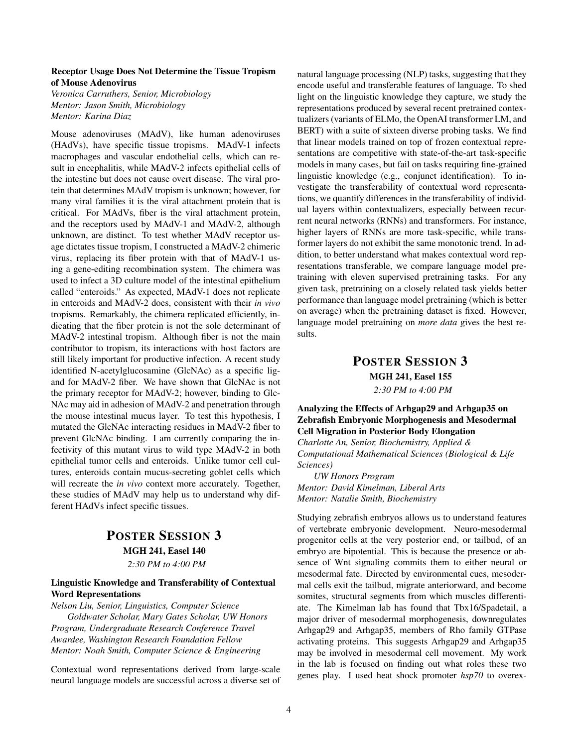**Receptor Usage Does Not Determine the Tissue Tropism of Mouse Adenovirus**
*Veronica Carruthers, Senior, Microbiology*
*Mentor: Jason Smith, Microbiology*
*Mentor: Karina Diaz*

Mouse adenoviruses (MAdV), like human adenoviruses (HAdVs), have specific tissue tropisms. MAdV-1 infects macrophages and vascular endothelial cells, which can result in encephalitis, while MAdV-2 infects epithelial cells of the intestine but does not cause overt disease. The viral protein that determines MAdV tropism is unknown; however, for many viral families it is the viral attachment protein that is critical. For MAdVs, fiber is the viral attachment protein, and the receptors used by MAdV-1 and MAdV-2, although unknown, are distinct. To test whether MAdV receptor usage dictates tissue tropism, I constructed a MAdV-2 chimeric virus, replacing its fiber protein with that of MAdV-1 using a gene-editing recombination system. The chimera was used to infect a 3D culture model of the intestinal epithelium called "enteroids." As expected, MAdV-1 does not replicate in enteroids and MAdV-2 does, consistent with their *in vivo* tropisms. Remarkably, the chimera replicated efficiently, indicating that the fiber protein is not the sole determinant of MAdV-2 intestinal tropism. Although fiber is not the main contributor to tropism, its interactions with host factors are still likely important for productive infection. A recent study identified N-acetylglucosamine (GlcNAc) as a specific ligand for MAdV-2 fiber. We have shown that GlcNAc is not the primary receptor for MAdV-2; however, binding to GlcNAc may aid in adhesion of MAdV-2 and penetration through the mouse intestinal mucus layer. To test this hypothesis, I mutated the GlcNAc interacting residues in MAdV-2 fiber to prevent GlcNAc binding. I am currently comparing the infectivity of this mutant virus to wild type MAdV-2 in both epithelial tumor cells and enteroids. Unlike tumor cell cultures, enteroids contain mucus-secreting goblet cells which will recreate the *in vivo* context more accurately. Together, these studies of MAdV may help us to understand why different HAdVs infect specific tissues.

## POSTER SESSION 3

**MGH 241, Easel 140**

*2:30 PM to 4:00 PM*

**Linguistic Knowledge and Transferability of Contextual Word Representations**
*Nelson Liu, Senior, Linguistics, Computer Science*
*Goldwater Scholar, Mary Gates Scholar, UW Honors Program, Undergraduate Research Conference Travel Awardee, Washington Research Foundation Fellow*
*Mentor: Noah Smith, Computer Science & Engineering*

Contextual word representations derived from large-scale neural language models are successful across a diverse set of natural language processing (NLP) tasks, suggesting that they encode useful and transferable features of language. To shed light on the linguistic knowledge they capture, we study the representations produced by several recent pretrained contextualizers (variants of ELMo, the OpenAI transformer LM, and BERT) with a suite of sixteen diverse probing tasks. We find that linear models trained on top of frozen contextual representations are competitive with state-of-the-art task-specific models in many cases, but fail on tasks requiring fine-grained linguistic knowledge (e.g., conjunct identification). To investigate the transferability of contextual word representations, we quantify differences in the transferability of individual layers within contextualizers, especially between recurrent neural networks (RNNs) and transformers. For instance, higher layers of RNNs are more task-specific, while transformer layers do not exhibit the same monotonic trend. In addition, to better understand what makes contextual word representations transferable, we compare language model pretraining with eleven supervised pretraining tasks. For any given task, pretraining on a closely related task yields better performance than language model pretraining (which is better on average) when the pretraining dataset is fixed. However, language model pretraining on *more data* gives the best results.

## POSTER SESSION 3

**MGH 241, Easel 155**

*2:30 PM to 4:00 PM*

**Analyzing the Effects of Arhgap29 and Arhgap35 on Zebrafish Embryonic Morphogenesis and Mesodermal Cell Migration in Posterior Body Elongation**
*Charlotte An, Senior, Biochemistry, Applied & Computational Mathematical Sciences (Biological & Life Sciences)*
*UW Honors Program*
*Mentor: David Kimelman, Liberal Arts*
*Mentor: Natalie Smith, Biochemistry*

Studying zebrafish embryos allows us to understand features of vertebrate embryonic development. Neuro-mesodermal progenitor cells at the very posterior end, or tailbud, of an embryo are bipotential. This is because the presence or absence of Wnt signaling commits them to either neural or mesodermal fate. Directed by environmental cues, mesodermal cells exit the tailbud, migrate anteriorward, and become somites, structural segments from which muscles differentiate. The Kimelman lab has found that Tbx16/Spadetail, a major driver of mesodermal morphogenesis, downregulates Arhgap29 and Arhgap35, members of Rho family GTPase activating proteins. This suggests Arhgap29 and Arhgap35 may be involved in mesodermal cell movement. My work in the lab is focused on finding out what roles these two genes play. I used heat shock promoter *hsp70* to overex-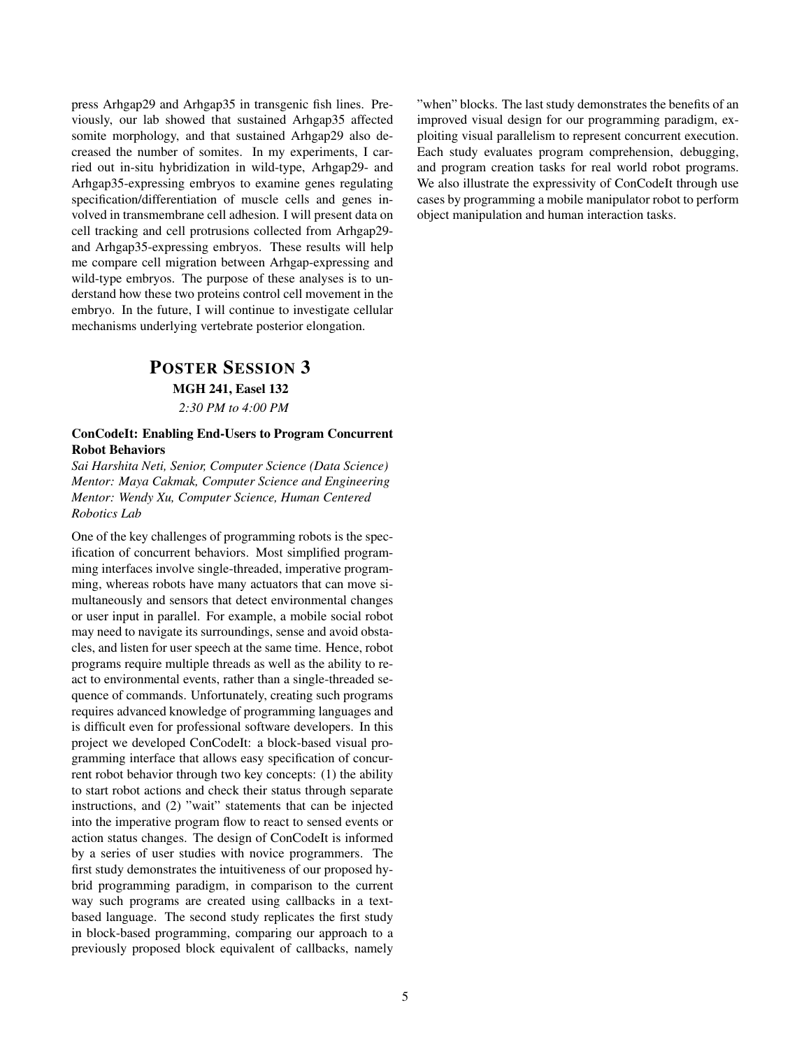press Arhgap29 and Arhgap35 in transgenic fish lines. Previously, our lab showed that sustained Arhgap35 affected somite morphology, and that sustained Arhgap29 also decreased the number of somites. In my experiments, I carried out in-situ hybridization in wild-type, Arhgap29- and Arhgap35-expressing embryos to examine genes regulating specification/differentiation of muscle cells and genes involved in transmembrane cell adhesion. I will present data on cell tracking and cell protrusions collected from Arhgap29- and Arhgap35-expressing embryos. These results will help me compare cell migration between Arhgap-expressing and wild-type embryos. The purpose of these analyses is to understand how these two proteins control cell movement in the embryo. In the future, I will continue to investigate cellular mechanisms underlying vertebrate posterior elongation.

## POSTER SESSION 3

**MGH 241, Easel 132**

*2:30 PM to 4:00 PM*

### ConCodeIt: Enabling End-Users to Program Concurrent Robot Behaviors

*Sai Harshita Neti, Senior, Computer Science (Data Science)*
*Mentor: Maya Cakmak, Computer Science and Engineering*
*Mentor: Wendy Xu, Computer Science, Human Centered Robotics Lab*

One of the key challenges of programming robots is the specification of concurrent behaviors. Most simplified programming interfaces involve single-threaded, imperative programming, whereas robots have many actuators that can move simultaneously and sensors that detect environmental changes or user input in parallel. For example, a mobile social robot may need to navigate its surroundings, sense and avoid obstacles, and listen for user speech at the same time. Hence, robot programs require multiple threads as well as the ability to react to environmental events, rather than a single-threaded sequence of commands. Unfortunately, creating such programs requires advanced knowledge of programming languages and is difficult even for professional software developers. In this project we developed ConCodeIt: a block-based visual programming interface that allows easy specification of concurrent robot behavior through two key concepts: (1) the ability to start robot actions and check their status through separate instructions, and (2) "wait" statements that can be injected into the imperative program flow to react to sensed events or action status changes. The design of ConCodeIt is informed by a series of user studies with novice programmers. The first study demonstrates the intuitiveness of our proposed hybrid programming paradigm, in comparison to the current way such programs are created using callbacks in a text-based language. The second study replicates the first study in block-based programming, comparing our approach to a previously proposed block equivalent of callbacks, namely "when" blocks. The last study demonstrates the benefits of an improved visual design for our programming paradigm, exploiting visual parallelism to represent concurrent execution. Each study evaluates program comprehension, debugging, and program creation tasks for real world robot programs. We also illustrate the expressivity of ConCodeIt through use cases by programming a mobile manipulator robot to perform object manipulation and human interaction tasks.